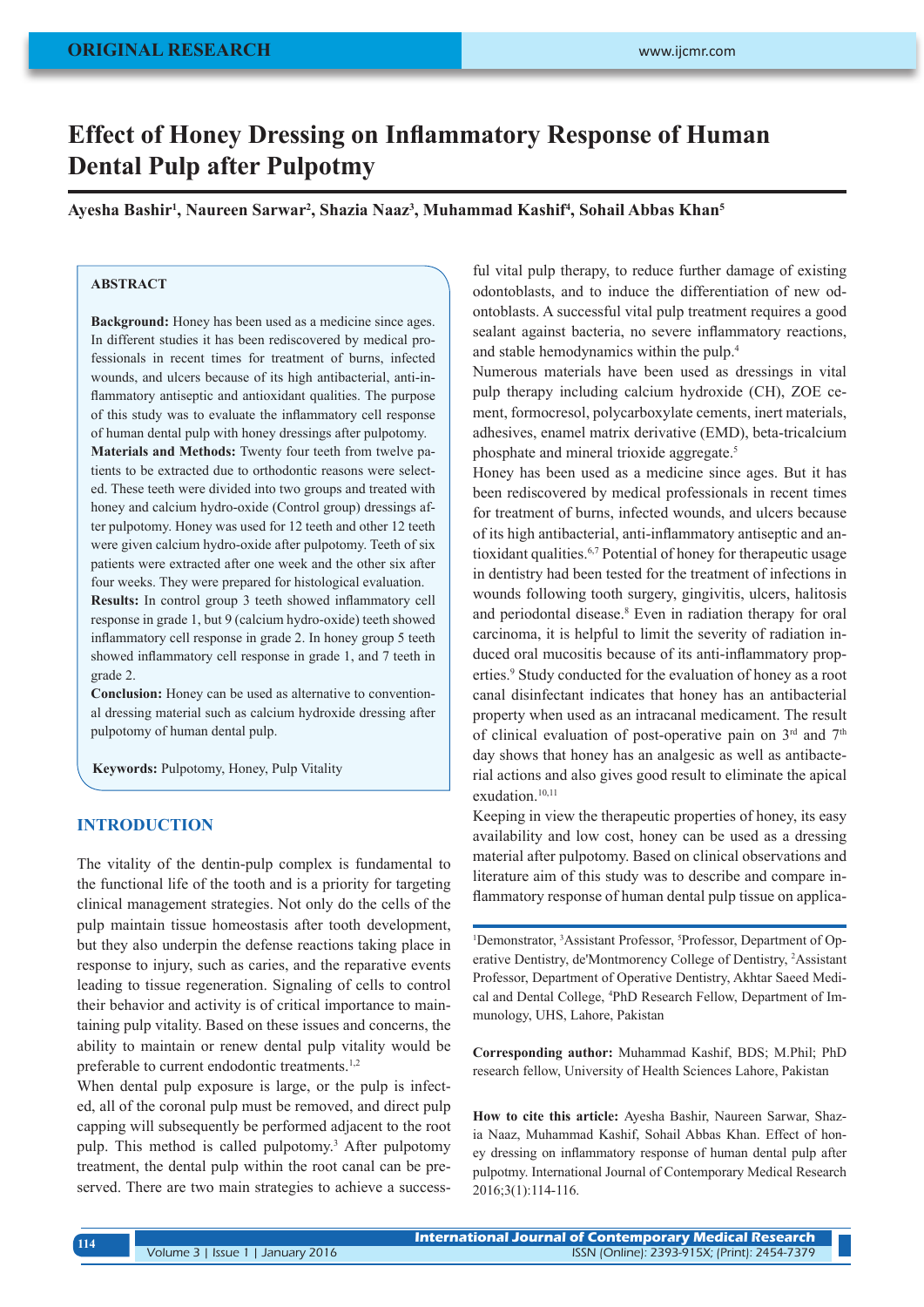ORIGINAL RESEARCH

# Effect of Honey Dressing on Inflammatory Response of Human Dental Pulp after Pulpotmy

**Ayesha Bashir[1], Naureen Sarwar[2], Shazia Naaz[3], Muhammad Kashif[4], Sohail Abbas Khan[5]**

## ABSTRACT

**Background:** Honey has been used as a medicine since ages. In different studies it has been rediscovered by medical professionals in recent times for treatment of burns, infected wounds, and ulcers because of its high antibacterial, anti-inflammatory antiseptic and antioxidant qualities. The purpose of this study was to evaluate the inflammatory cell response of human dental pulp with honey dressings after pulpotomy.
**Materials and Methods:** Twenty four teeth from twelve patients to be extracted due to orthodontic reasons were selected. These teeth were divided into two groups and treated with honey and calcium hydro-oxide (Control group) dressings after pulpotomy. Honey was used for 12 teeth and other 12 teeth were given calcium hydro-oxide after pulpotomy. Teeth of six patients were extracted after one week and the other six after four weeks. They were prepared for histological evaluation.
**Results:** In control group 3 teeth showed inflammatory cell response in grade 1, but 9 (calcium hydro-oxide) teeth showed inflammatory cell response in grade 2. In honey group 5 teeth showed inflammatory cell response in grade 1, and 7 teeth in grade 2.
**Conclusion:** Honey can be used as alternative to conventional dressing material such as calcium hydroxide dressing after pulpotomy of human dental pulp.

**Keywords:** Pulpotomy, Honey, Pulp Vitality

## INTRODUCTION

The vitality of the dentin-pulp complex is fundamental to the functional life of the tooth and is a priority for targeting clinical management strategies. Not only do the cells of the pulp maintain tissue homeostasis after tooth development, but they also underpin the defense reactions taking place in response to injury, such as caries, and the reparative events leading to tissue regeneration. Signaling of cells to control their behavior and activity is of critical importance to maintaining pulp vitality. Based on these issues and concerns, the ability to maintain or renew dental pulp vitality would be preferable to current endodontic treatments.[1,2]

When dental pulp exposure is large, or the pulp is infected, all of the coronal pulp must be removed, and direct pulp capping will subsequently be performed adjacent to the root pulp. This method is called pulpotomy.[3] After pulpotomy treatment, the dental pulp within the root canal can be preserved. There are two main strategies to achieve a successful vital pulp therapy, to reduce further damage of existing odontoblasts, and to induce the differentiation of new odontoblasts. A successful vital pulp treatment requires a good sealant against bacteria, no severe inflammatory reactions, and stable hemodynamics within the pulp.[4]

Numerous materials have been used as dressings in vital pulp therapy including calcium hydroxide (CH), ZOE cement, formocresol, polycarboxylate cements, inert materials, adhesives, enamel matrix derivative (EMD), beta-tricalcium phosphate and mineral trioxide aggregate.[5]

Honey has been used as a medicine since ages. But it has been rediscovered by medical professionals in recent times for treatment of burns, infected wounds, and ulcers because of its high antibacterial, anti-inflammatory antiseptic and antioxidant qualities.[6,7] Potential of honey for therapeutic usage in dentistry had been tested for the treatment of infections in wounds following tooth surgery, gingivitis, ulcers, halitosis and periodontal disease.[8] Even in radiation therapy for oral carcinoma, it is helpful to limit the severity of radiation induced oral mucositis because of its anti-inflammatory properties.[9] Study conducted for the evaluation of honey as a root canal disinfectant indicates that honey has an antibacterial property when used as an intracanal medicament. The result of clinical evaluation of post-operative pain on 3rd and 7th day shows that honey has an analgesic as well as antibacterial actions and also gives good result to eliminate the apical exudation.[10,11]

Keeping in view the therapeutic properties of honey, its easy availability and low cost, honey can be used as a dressing material after pulpotomy. Based on clinical observations and literature aim of this study was to describe and compare inflammatory response of human dental pulp tissue on applica-

[1]Demonstrator, [3]Assistant Professor, [5]Professor, Department of Operative Dentistry, de'Montmorency College of Dentistry, [2]Assistant Professor, Department of Operative Dentistry, Akhtar Saeed Medical and Dental College, [4]PhD Research Fellow, Department of Immunology, UHS, Lahore, Pakistan

**Corresponding author:** Muhammad Kashif, BDS; M.Phil; PhD research fellow, University of Health Sciences Lahore, Pakistan

**How to cite this article:** Ayesha Bashir, Naureen Sarwar, Shazia Naaz, Muhammad Kashif, Sohail Abbas Khan. Effect of honey dressing on inflammatory response of human dental pulp after pulpotomy. International Journal of Contemporary Medical Research 2016;3(1):114-116.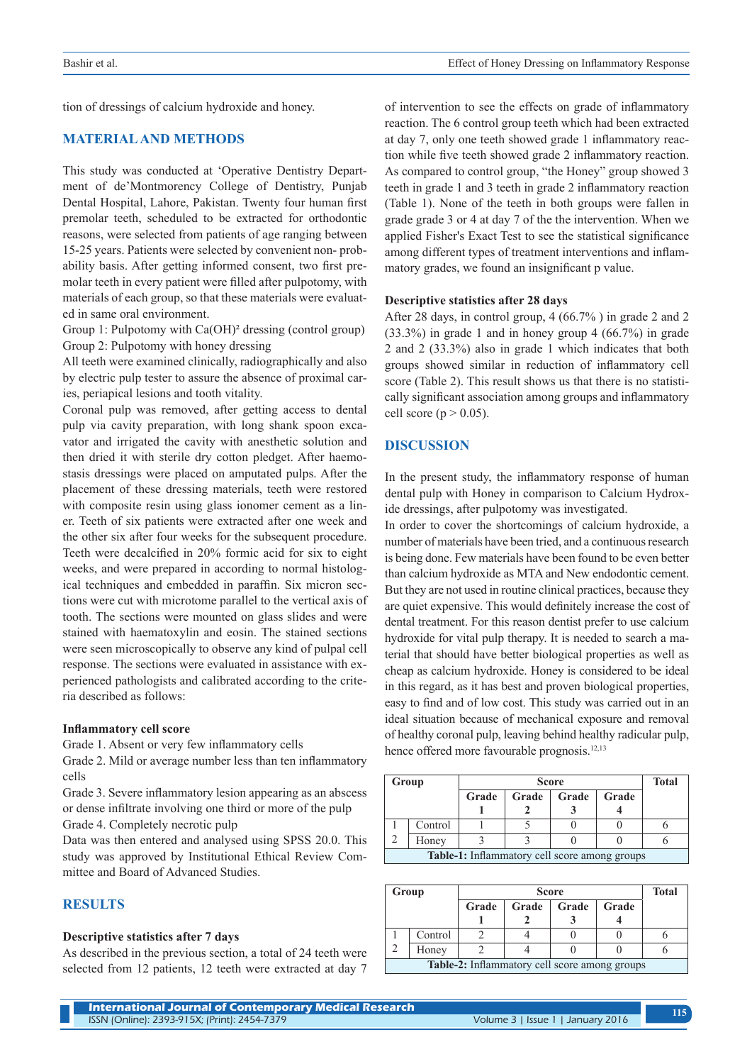tion of dressings of calcium hydroxide and honey.

## MATERIAL AND METHODS

This study was conducted at 'Operative Dentistry Department of de'Montmorency College of Dentistry, Punjab Dental Hospital, Lahore, Pakistan. Twenty four human first premolar teeth, scheduled to be extracted for orthodontic reasons, were selected from patients of age ranging between 15-25 years. Patients were selected by convenient non- probability basis. After getting informed consent, two first premolar teeth in every patient were filled after pulpotomy, with materials of each group, so that these materials were evaluated in same oral environment.

Group 1: Pulpotomy with $Ca(OH)^2$ dressing (control group)

Group 2: Pulpotomy with honey dressing

All teeth were examined clinically, radiographically and also by electric pulp tester to assure the absence of proximal caries, periapical lesions and tooth vitality.

Coronal pulp was removed, after getting access to dental pulp via cavity preparation, with long shank spoon excavator and irrigated the cavity with anesthetic solution and then dried it with sterile dry cotton pledget. After haemostasis dressings were placed on amputated pulps. After the placement of these dressing materials, teeth were restored with composite resin using glass ionomer cement as a liner. Teeth of six patients were extracted after one week and the other six after four weeks for the subsequent procedure. Teeth were decalcified in 20% formic acid for six to eight weeks, and were prepared in according to normal histological techniques and embedded in paraffin. Six micron sections were cut with microtome parallel to the vertical axis of tooth. The sections were mounted on glass slides and were stained with haematoxylin and eosin. The stained sections were seen microscopically to observe any kind of pulpal cell response. The sections were evaluated in assistance with experienced pathologists and calibrated according to the criteria described as follows:

### Inflammatory cell score

Grade 1. Absent or very few inflammatory cells

Grade 2. Mild or average number less than ten inflammatory cells

Grade 3. Severe inflammatory lesion appearing as an abscess or dense infiltrate involving one third or more of the pulp

Grade 4. Completely necrotic pulp

Data was then entered and analysed using SPSS 20.0. This study was approved by Institutional Ethical Review Committee and Board of Advanced Studies.

## RESULTS

### Descriptive statistics after 7 days

As described in the previous section, a total of 24 teeth were selected from 12 patients, 12 teeth were extracted at day 7 of intervention to see the effects on grade of inflammatory reaction. The 6 control group teeth which had been extracted at day 7, only one teeth showed grade 1 inflammatory reaction while five teeth showed grade 2 inflammatory reaction. As compared to control group, "the Honey" group showed 3 teeth in grade 1 and 3 teeth in grade 2 inflammatory reaction (Table 1). None of the teeth in both groups were fallen in grade grade 3 or 4 at day 7 of the the intervention. When we applied Fisher's Exact Test to see the statistical significance among different types of treatment interventions and inflammatory grades, we found an insignificant p value.

### Descriptive statistics after 28 days

After 28 days, in control group, 4 (66.7% ) in grade 2 and 2 (33.3%) in grade 1 and in honey group 4 (66.7%) in grade 2 and 2 (33.3%) also in grade 1 which indicates that both groups showed similar in reduction of inflammatory cell score (Table 2). This result shows us that there is no statistically significant association among groups and inflammatory cell score ($p > 0.05$).

## DISCUSSION

In the present study, the inflammatory response of human dental pulp with Honey in comparison to Calcium Hydroxide dressings, after pulpotomy was investigated.

In order to cover the shortcomings of calcium hydroxide, a number of materials have been tried, and a continuous research is being done. Few materials have been found to be even better than calcium hydroxide as MTA and New endodontic cement. But they are not used in routine clinical practices, because they are quiet expensive. This would definitely increase the cost of dental treatment. For this reason dentist prefer to use calcium hydroxide for vital pulp therapy. It is needed to search a material that should have better biological properties as well as cheap as calcium hydroxide. Honey is considered to be ideal in this regard, as it has best and proven biological properties, easy to find and of low cost. This study was carried out in an ideal situation because of mechanical exposure and removal of healthy coronal pulp, leaving behind healthy radicular pulp, hence offered more favourable prognosis.[12,13]

| Group | | Score | | | | Total |
|---|---|---|---|---|---|---|
| | | Grade 1 | Grade 2 | Grade 3 | Grade 4 | |
| 1 | Control | 1 | 5 | 0 | 0 | 6 |
| 2 | Honey | 3 | 3 | 0 | 0 | 6 |

**Table-1:** Inflammatory cell score among groups

| Group | | Score | | | | Total |
|---|---|---|---|---|---|---|
| | | Grade 1 | Grade 2 | Grade 3 | Grade 4 | |
| 1 | Control | 2 | 4 | 0 | 0 | 6 |
| 2 | Honey | 2 | 4 | 0 | 0 | 6 |

**Table-2:** Inflammatory cell score among groups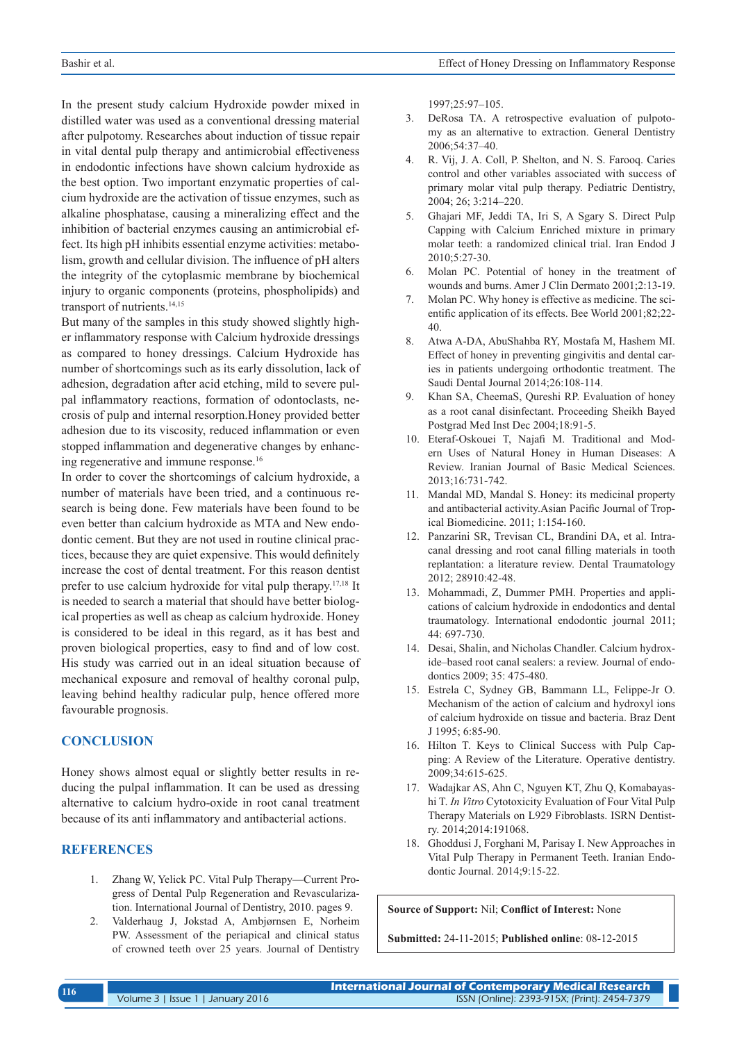In the present study calcium Hydroxide powder mixed in distilled water was used as a conventional dressing material after pulpotomy. Researches about induction of tissue repair in vital dental pulp therapy and antimicrobial effectiveness in endodontic infections have shown calcium hydroxide as the best option. Two important enzymatic properties of calcium hydroxide are the activation of tissue enzymes, such as alkaline phosphatase, causing a mineralizing effect and the inhibition of bacterial enzymes causing an antimicrobial effect. Its high pH inhibits essential enzyme activities: metabolism, growth and cellular division. The influence of pH alters the integrity of the cytoplasmic membrane by biochemical injury to organic components (proteins, phospholipids) and transport of nutrients.[14,15]

But many of the samples in this study showed slightly higher inflammatory response with Calcium hydroxide dressings as compared to honey dressings. Calcium Hydroxide has number of shortcomings such as its early dissolution, lack of adhesion, degradation after acid etching, mild to severe pulpal inflammatory reactions, formation of odontoclasts, necrosis of pulp and internal resorption.Honey provided better adhesion due to its viscosity, reduced inflammation or even stopped inflammation and degenerative changes by enhancing regenerative and immune response.[16]

In order to cover the shortcomings of calcium hydroxide, a number of materials have been tried, and a continuous research is being done. Few materials have been found to be even better than calcium hydroxide as MTA and New endodontic cement. But they are not used in routine clinical practices, because they are quiet expensive. This would definitely increase the cost of dental treatment. For this reason dentist prefer to use calcium hydroxide for vital pulp therapy.[17,18] It is needed to search a material that should have better biological properties as well as cheap as calcium hydroxide. Honey is considered to be ideal in this regard, as it has best and proven biological properties, easy to find and of low cost. His study was carried out in an ideal situation because of mechanical exposure and removal of healthy coronal pulp, leaving behind healthy radicular pulp, hence offered more favourable prognosis.

## CONCLUSION

Honey shows almost equal or slightly better results in reducing the pulpal inflammation. It can be used as dressing alternative to calcium hydro-oxide in root canal treatment because of its anti inflammatory and antibacterial actions.

## REFERENCES

1. Zhang W, Yelick PC. Vital Pulp Therapy—Current Progress of Dental Pulp Regeneration and Revascularization. International Journal of Dentistry, 2010. pages 9.
2. Valderhaug J, Jokstad A, Ambjørnsen E, Norheim PW. Assessment of the periapical and clinical status of crowned teeth over 25 years. Journal of Dentistry 1997;25:97–105.
3. DeRosa TA. A retrospective evaluation of pulpotomy as an alternative to extraction. General Dentistry 2006;54:37–40.
4. R. Vij, J. A. Coll, P. Shelton, and N. S. Farooq. Caries control and other variables associated with success of primary molar vital pulp therapy. Pediatric Dentistry, 2004; 26; 3:214–220.
5. Ghajari MF, Jeddi TA, Iri S, A Sgary S. Direct Pulp Capping with Calcium Enriched mixture in primary molar teeth: a randomized clinical trial. Iran Endod J 2010;5:27-30.
6. Molan PC. Potential of honey in the treatment of wounds and burns. Amer J Clin Dermato 2001;2:13-19.
7. Molan PC. Why honey is effective as medicine. The scientific application of its effects. Bee World 2001;82;22-40.
8. Atwa A-DA, AbuShahba RY, Mostafa M, Hashem MI. Effect of honey in preventing gingivitis and dental caries in patients undergoing orthodontic treatment. The Saudi Dental Journal 2014;26:108-114.
9. Khan SA, CheemaS, Qureshi RP. Evaluation of honey as a root canal disinfectant. Proceeding Sheikh Bayed Postgrad Med Inst Dec 2004;18:91-5.
10. Eteraf-Oskouei T, Najafi M. Traditional and Modern Uses of Natural Honey in Human Diseases: A Review. Iranian Journal of Basic Medical Sciences. 2013;16:731-742.
11. Mandal MD, Mandal S. Honey: its medicinal property and antibacterial activity.Asian Pacific Journal of Tropical Biomedicine. 2011; 1:154-160.
12. Panzarini SR, Trevisan CL, Brandini DA, et al. Intracanal dressing and root canal filling materials in tooth replantation: a literature review. Dental Traumatology 2012; 28910:42-48.
13. Mohammadi, Z, Dummer PMH. Properties and applications of calcium hydroxide in endodontics and dental traumatology. International endodontic journal 2011; 44: 697-730.
14. Desai, Shalin, and Nicholas Chandler. Calcium hydroxide–based root canal sealers: a review. Journal of endodontics 2009; 35: 475-480.
15. Estrela C, Sydney GB, Bammann LL, Felippe-Jr O. Mechanism of the action of calcium and hydroxyl ions of calcium hydroxide on tissue and bacteria. Braz Dent J 1995; 6:85-90.
16. Hilton T. Keys to Clinical Success with Pulp Capping: A Review of the Literature. Operative dentistry. 2009;34:615-625.
17. Wadajkar AS, Ahn C, Nguyen KT, Zhu Q, Komabayashi T. *In Vitro* Cytotoxicity Evaluation of Four Vital Pulp Therapy Materials on L929 Fibroblasts. ISRN Dentistry. 2014;2014:191068.
18. Ghoddusi J, Forghani M, Parisay I. New Approaches in Vital Pulp Therapy in Permanent Teeth. Iranian Endodontic Journal. 2014;9:15-22.

**Source of Support:** Nil; **Conflict of Interest:** None

**Submitted:** 24-11-2015; **Published online**: 08-12-2015